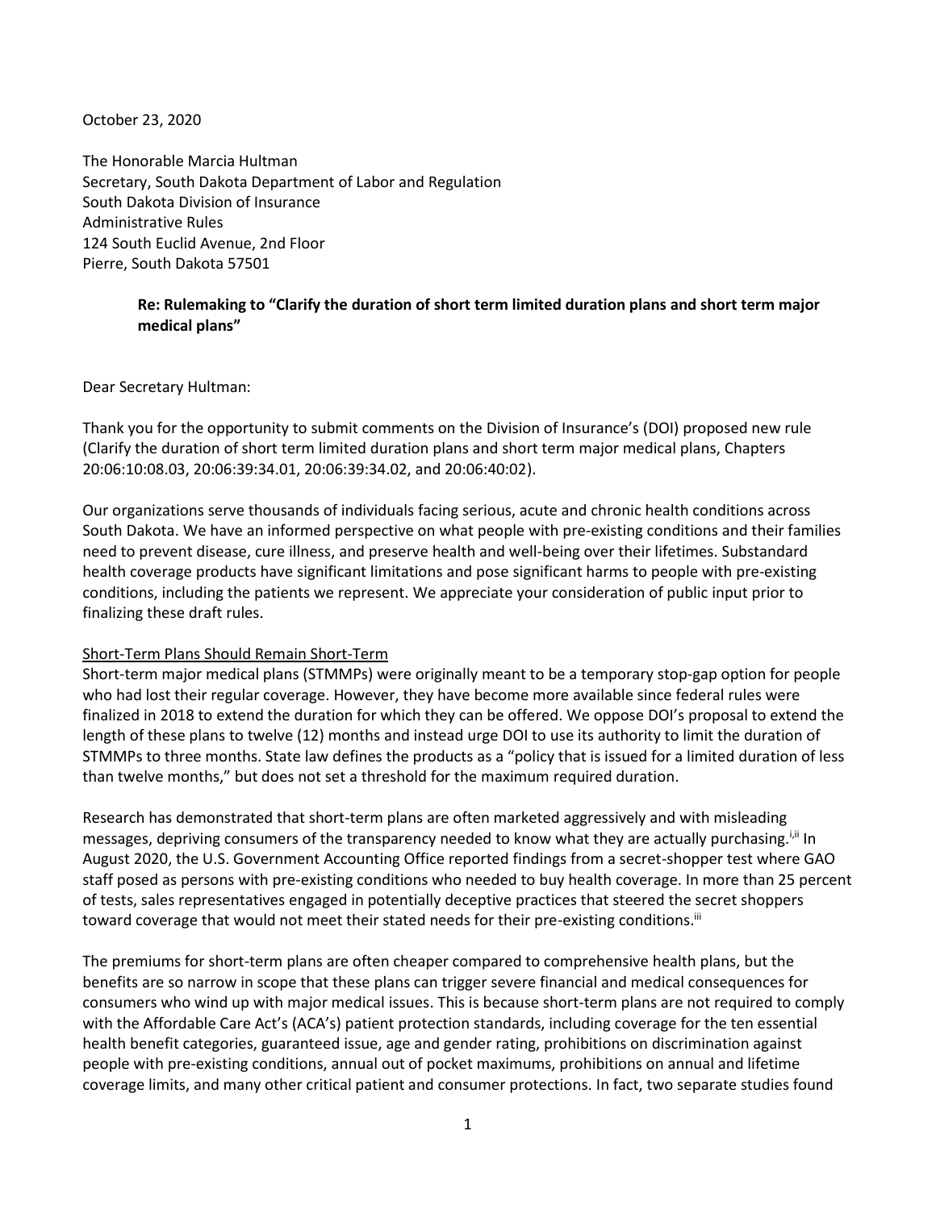October 23, 2020

The Honorable Marcia Hultman
Secretary, South Dakota Department of Labor and Regulation
South Dakota Division of Insurance
Administrative Rules
124 South Euclid Avenue, 2nd Floor
Pierre, South Dakota 57501

**Re: Rulemaking to "Clarify the duration of short term limited duration plans and short term major medical plans"**

Dear Secretary Hultman:

Thank you for the opportunity to submit comments on the Division of Insurance's (DOI) proposed new rule (Clarify the duration of short term limited duration plans and short term major medical plans, Chapters 20:06:10:08.03, 20:06:39:34.01, 20:06:39:34.02, and 20:06:40:02).

Our organizations serve thousands of individuals facing serious, acute and chronic health conditions across South Dakota. We have an informed perspective on what people with pre-existing conditions and their families need to prevent disease, cure illness, and preserve health and well-being over their lifetimes. Substandard health coverage products have significant limitations and pose significant harms to people with pre-existing conditions, including the patients we represent. We appreciate your consideration of public input prior to finalizing these draft rules.

<u>Short-Term Plans Should Remain Short-Term</u>

Short-term major medical plans (STMMPs) were originally meant to be a temporary stop-gap option for people who had lost their regular coverage. However, they have become more available since federal rules were finalized in 2018 to extend the duration for which they can be offered. We oppose DOI's proposal to extend the length of these plans to twelve (12) months and instead urge DOI to use its authority to limit the duration of STMMPs to three months. State law defines the products as a "policy that is issued for a limited duration of less than twelve months," but does not set a threshold for the maximum required duration.

Research has demonstrated that short-term plans are often marketed aggressively and with misleading messages, depriving consumers of the transparency needed to know what they are actually purchasing.[i,ii] In August 2020, the U.S. Government Accounting Office reported findings from a secret-shopper test where GAO staff posed as persons with pre-existing conditions who needed to buy health coverage. In more than 25 percent of tests, sales representatives engaged in potentially deceptive practices that steered the secret shoppers toward coverage that would not meet their stated needs for their pre-existing conditions.[iii]

The premiums for short-term plans are often cheaper compared to comprehensive health plans, but the benefits are so narrow in scope that these plans can trigger severe financial and medical consequences for consumers who wind up with major medical issues. This is because short-term plans are not required to comply with the Affordable Care Act's (ACA's) patient protection standards, including coverage for the ten essential health benefit categories, guaranteed issue, age and gender rating, prohibitions on discrimination against people with pre-existing conditions, annual out of pocket maximums, prohibitions on annual and lifetime coverage limits, and many other critical patient and consumer protections. In fact, two separate studies found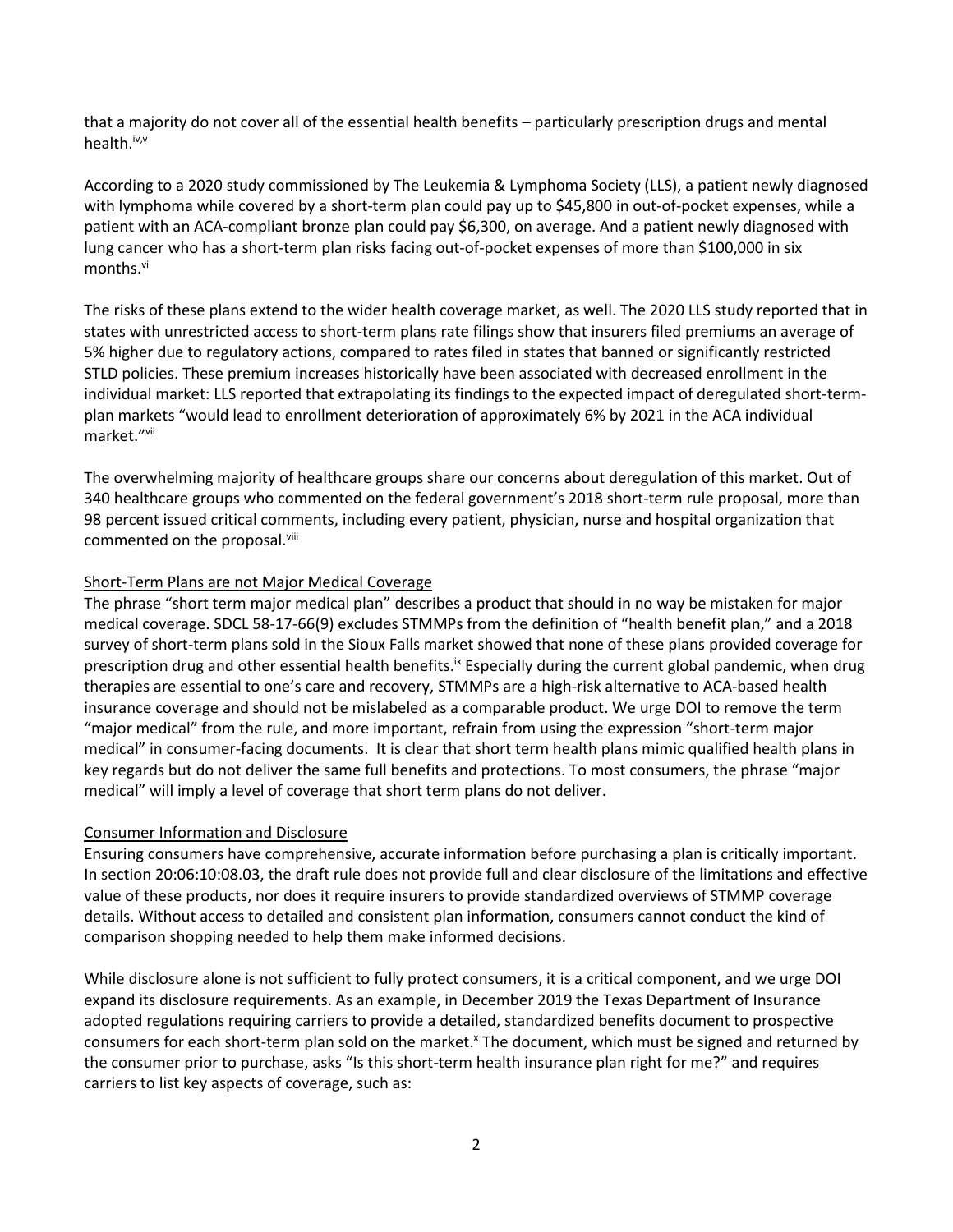that a majority do not cover all of the essential health benefits – particularly prescription drugs and mental health.[iv,v]

According to a 2020 study commissioned by The Leukemia & Lymphoma Society (LLS), a patient newly diagnosed with lymphoma while covered by a short-term plan could pay up to $45,800 in out-of-pocket expenses, while a patient with an ACA-compliant bronze plan could pay $6,300, on average. And a patient newly diagnosed with lung cancer who has a short-term plan risks facing out-of-pocket expenses of more than $100,000 in six months.[vi]

The risks of these plans extend to the wider health coverage market, as well. The 2020 LLS study reported that in states with unrestricted access to short-term plans rate filings show that insurers filed premiums an average of 5% higher due to regulatory actions, compared to rates filed in states that banned or significantly restricted STLD policies. These premium increases historically have been associated with decreased enrollment in the individual market: LLS reported that extrapolating its findings to the expected impact of deregulated short-term-plan markets "would lead to enrollment deterioration of approximately 6% by 2021 in the ACA individual market."[vii]

The overwhelming majority of healthcare groups share our concerns about deregulation of this market. Out of 340 healthcare groups who commented on the federal government's 2018 short-term rule proposal, more than 98 percent issued critical comments, including every patient, physician, nurse and hospital organization that commented on the proposal.[viii]

## Short-Term Plans are not Major Medical Coverage

The phrase "short term major medical plan" describes a product that should in no way be mistaken for major medical coverage. SDCL 58-17-66(9) excludes STMMPs from the definition of "health benefit plan," and a 2018 survey of short-term plans sold in the Sioux Falls market showed that none of these plans provided coverage for prescription drug and other essential health benefits.[ix] Especially during the current global pandemic, when drug therapies are essential to one's care and recovery, STMMPs are a high-risk alternative to ACA-based health insurance coverage and should not be mislabeled as a comparable product. We urge DOI to remove the term "major medical" from the rule, and more important, refrain from using the expression "short-term major medical" in consumer-facing documents. It is clear that short term health plans mimic qualified health plans in key regards but do not deliver the same full benefits and protections. To most consumers, the phrase "major medical" will imply a level of coverage that short term plans do not deliver.

## Consumer Information and Disclosure

Ensuring consumers have comprehensive, accurate information before purchasing a plan is critically important. In section 20:06:10:08.03, the draft rule does not provide full and clear disclosure of the limitations and effective value of these products, nor does it require insurers to provide standardized overviews of STMMP coverage details. Without access to detailed and consistent plan information, consumers cannot conduct the kind of comparison shopping needed to help them make informed decisions.

While disclosure alone is not sufficient to fully protect consumers, it is a critical component, and we urge DOI expand its disclosure requirements. As an example, in December 2019 the Texas Department of Insurance adopted regulations requiring carriers to provide a detailed, standardized benefits document to prospective consumers for each short-term plan sold on the market.[x] The document, which must be signed and returned by the consumer prior to purchase, asks "Is this short-term health insurance plan right for me?" and requires carriers to list key aspects of coverage, such as: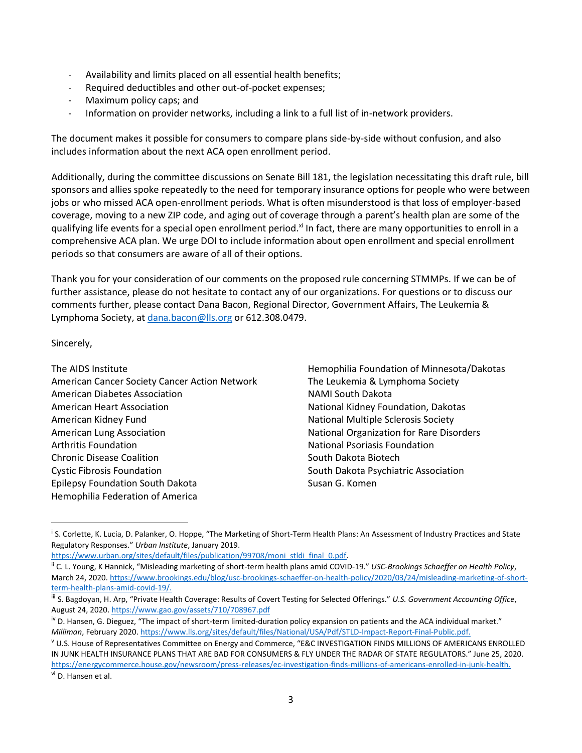- Availability and limits placed on all essential health benefits;
- Required deductibles and other out-of-pocket expenses;
- Maximum policy caps; and
- Information on provider networks, including a link to a full list of in-network providers.

The document makes it possible for consumers to compare plans side-by-side without confusion, and also includes information about the next ACA open enrollment period.

Additionally, during the committee discussions on Senate Bill 181, the legislation necessitating this draft rule, bill sponsors and allies spoke repeatedly to the need for temporary insurance options for people who were between jobs or who missed ACA open-enrollment periods. What is often misunderstood is that loss of employer-based coverage, moving to a new ZIP code, and aging out of coverage through a parent's health plan are some of the qualifying life events for a special open enrollment period.[xi] In fact, there are many opportunities to enroll in a comprehensive ACA plan. We urge DOI to include information about open enrollment and special enrollment periods so that consumers are aware of all of their options.

Thank you for your consideration of our comments on the proposed rule concerning STMMPs. If we can be of further assistance, please do not hesitate to contact any of our organizations. For questions or to discuss our comments further, please contact Dana Bacon, Regional Director, Government Affairs, The Leukemia & Lymphoma Society, at dana.bacon@lls.org or 612.308.0479.

Sincerely,

The AIDS Institute
American Cancer Society Cancer Action Network
American Diabetes Association
American Heart Association
American Kidney Fund
American Lung Association
Arthritis Foundation
Chronic Disease Coalition
Cystic Fibrosis Foundation
Epilepsy Foundation South Dakota
Hemophilia Federation of America
Hemophilia Foundation of Minnesota/Dakotas
The Leukemia & Lymphoma Society
NAMI South Dakota
National Kidney Foundation, Dakotas
National Multiple Sclerosis Society
National Organization for Rare Disorders
National Psoriasis Foundation
South Dakota Biotech
South Dakota Psychiatric Association
Susan G. Komen

---

[i] S. Corlette, K. Lucia, D. Palanker, O. Hoppe, "The Marketing of Short-Term Health Plans: An Assessment of Industry Practices and State Regulatory Responses." *Urban Institute*, January 2019. https://www.urban.org/sites/default/files/publication/99708/moni_stldi_final_0.pdf.

[ii] C. L. Young, K Hannick, "Misleading marketing of short-term health plans amid COVID-19." *USC-Brookings Schaeffer on Health Policy*, March 24, 2020. https://www.brookings.edu/blog/usc-brookings-schaeffer-on-health-policy/2020/03/24/misleading-marketing-of-short-term-health-plans-amid-covid-19/.

[iii] S. Bagdoyan, H. Arp, "Private Health Coverage: Results of Covert Testing for Selected Offerings." *U.S. Government Accounting Office*, August 24, 2020. https://www.gao.gov/assets/710/708967.pdf

[iv] D. Hansen, G. Dieguez, "The impact of short-term limited-duration policy expansion on patients and the ACA individual market." *Milliman*, February 2020. https://www.lls.org/sites/default/files/National/USA/Pdf/STLD-Impact-Report-Final-Public.pdf.

[v] U.S. House of Representatives Committee on Energy and Commerce, "E&C INVESTIGATION FINDS MILLIONS OF AMERICANS ENROLLED IN JUNK HEALTH INSURANCE PLANS THAT ARE BAD FOR CONSUMERS & FLY UNDER THE RADAR OF STATE REGULATORS." June 25, 2020. https://energycommerce.house.gov/newsroom/press-releases/ec-investigation-finds-millions-of-americans-enrolled-in-junk-health.

[vi] D. Hansen et al.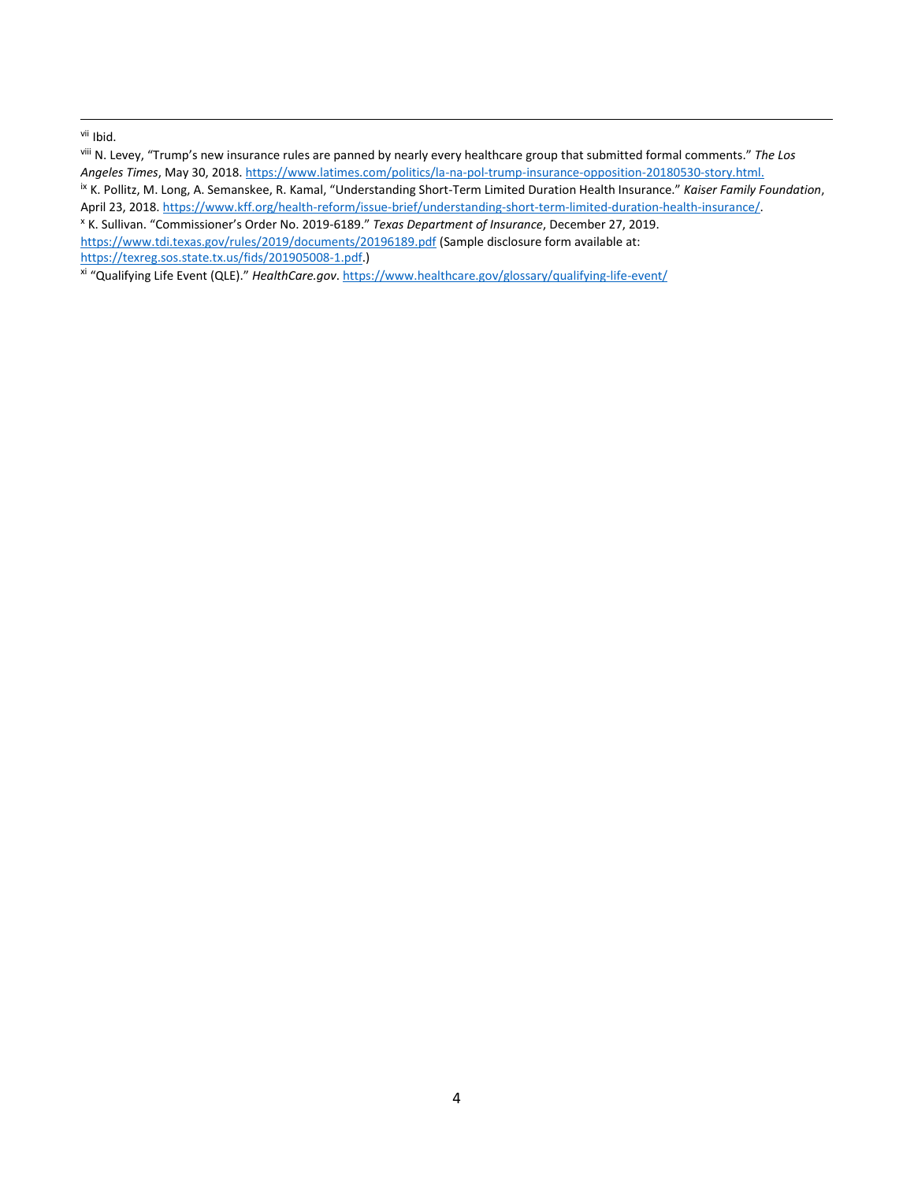[vii] Ibid.

[viii] N. Levey, “Trump’s new insurance rules are panned by nearly every healthcare group that submitted formal comments.” *The Los Angeles Times*, May 30, 2018. https://www.latimes.com/politics/la-na-pol-trump-insurance-opposition-20180530-story.html.

[ix] K. Pollitz, M. Long, A. Semanskee, R. Kamal, “Understanding Short-Term Limited Duration Health Insurance.” *Kaiser Family Foundation*, April 23, 2018. https://www.kff.org/health-reform/issue-brief/understanding-short-term-limited-duration-health-insurance/.

[x] K. Sullivan. “Commissioner’s Order No. 2019-6189.” *Texas Department of Insurance*, December 27, 2019. https://www.tdi.texas.gov/rules/2019/documents/20196189.pdf (Sample disclosure form available at: https://texreg.sos.state.tx.us/fids/201905008-1.pdf.)

[xi] “Qualifying Life Event (QLE).” *HealthCare.gov*. https://www.healthcare.gov/glossary/qualifying-life-event/